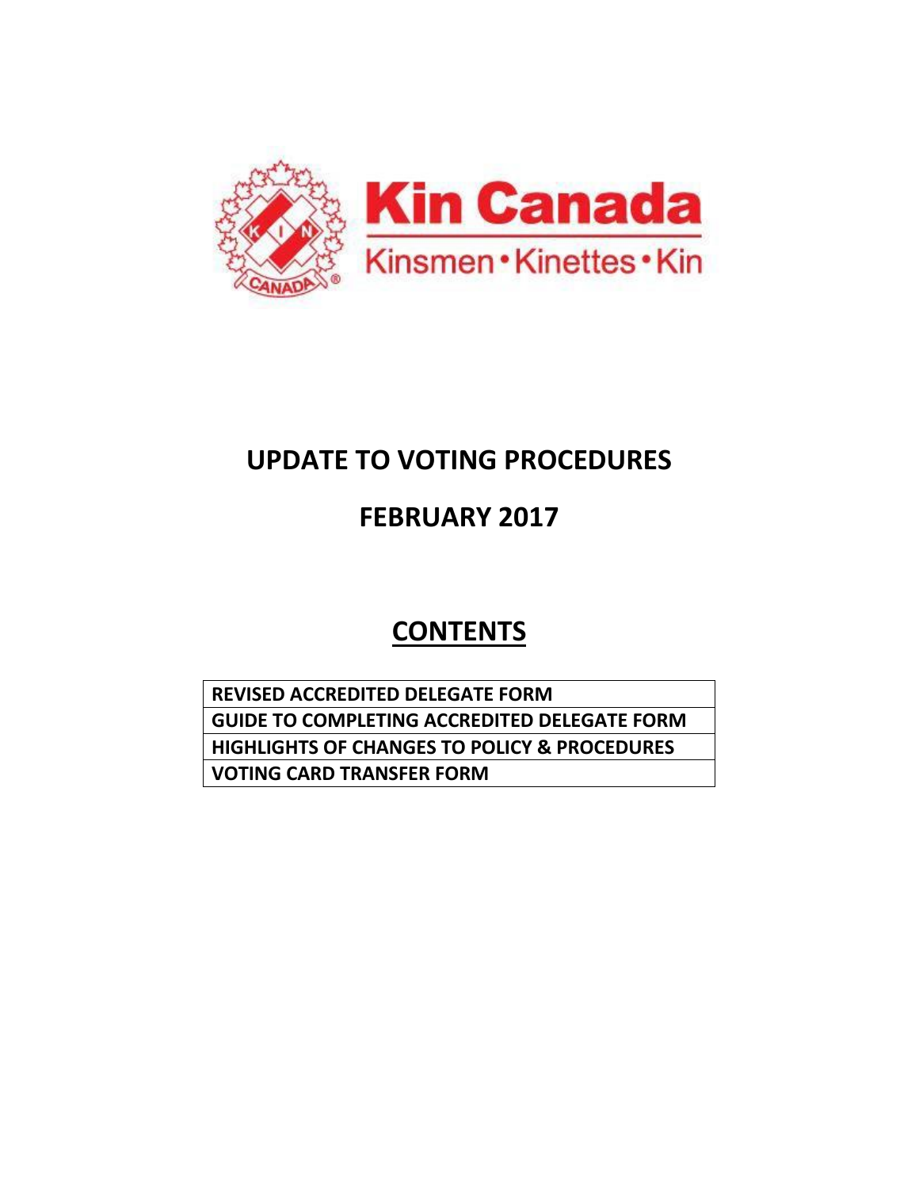Kin Canada

Kinsmen • Kinettes • Kin

# UPDATE TO VOTING PROCEDURES

# FEBRUARY 2017

## CONTENTS

| REVISED ACCREDITED DELEGATE FORM |
| --- |
| GUIDE TO COMPLETING ACCREDITED DELEGATE FORM |
| HIGHLIGHTS OF CHANGES TO POLICY & PROCEDURES |
| VOTING CARD TRANSFER FORM |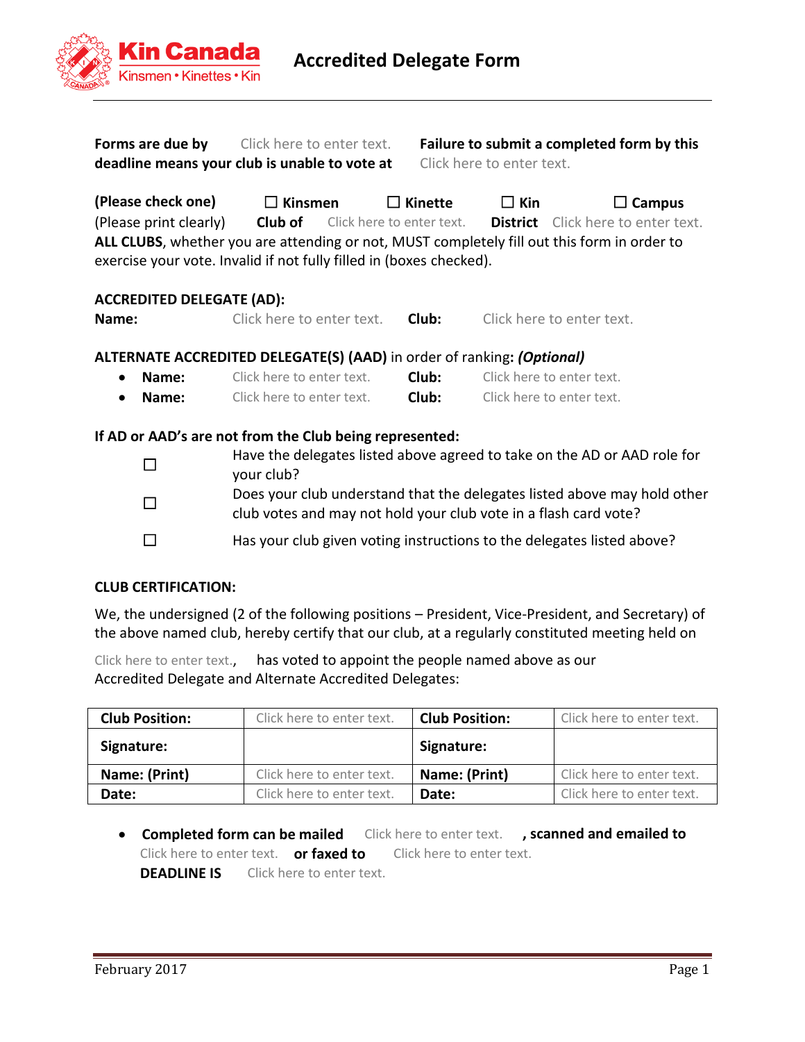# Accredited Delegate Form

**Forms are due by** Click here to enter text. **Failure to submit a completed form by this deadline means your club is unable to vote at** Click here to enter text.

**(Please check one)** ☐ **Kinsmen** ☐ **Kinette** ☐ **Kin** ☐ **Campus**

(Please print clearly) **Club of** Click here to enter text. **District** Click here to enter text.

**ALL CLUBS**, whether you are attending or not, MUST completely fill out this form in order to exercise your vote. Invalid if not fully filled in (boxes checked).

**ACCREDITED DELEGATE (AD):**

**Name:** Click here to enter text. **Club:** Click here to enter text.

**ALTERNATE ACCREDITED DELEGATE(S) (AAD)** in order of ranking: ***(Optional)***

- **Name:** Click here to enter text. **Club:** Click here to enter text.
- **Name:** Click here to enter text. **Club:** Click here to enter text.

**If AD or AAD's are not from the Club being represented:**

☐ Have the delegates listed above agreed to take on the AD or AAD role for your club?

☐ Does your club understand that the delegates listed above may hold other club votes and may not hold your club vote in a flash card vote?

☐ Has your club given voting instructions to the delegates listed above?

**CLUB CERTIFICATION:**

We, the undersigned (2 of the following positions – President, Vice-President, and Secretary) of the above named club, hereby certify that our club, at a regularly constituted meeting held on Click here to enter text., has voted to appoint the people named above as our Accredited Delegate and Alternate Accredited Delegates:

| **Club Position:** | Click here to enter text. | **Club Position:** | Click here to enter text. |
|---|---|---|---|
| **Signature:** | | **Signature:** | |
| **Name: (Print)** | Click here to enter text. | **Name: (Print)** | Click here to enter text. |
| **Date:** | Click here to enter text. | **Date:** | Click here to enter text. |

- **Completed form can be mailed** Click here to enter text. **, scanned and emailed to** Click here to enter text. **or faxed to** Click here to enter text.
  **DEADLINE IS** Click here to enter text.

February 2017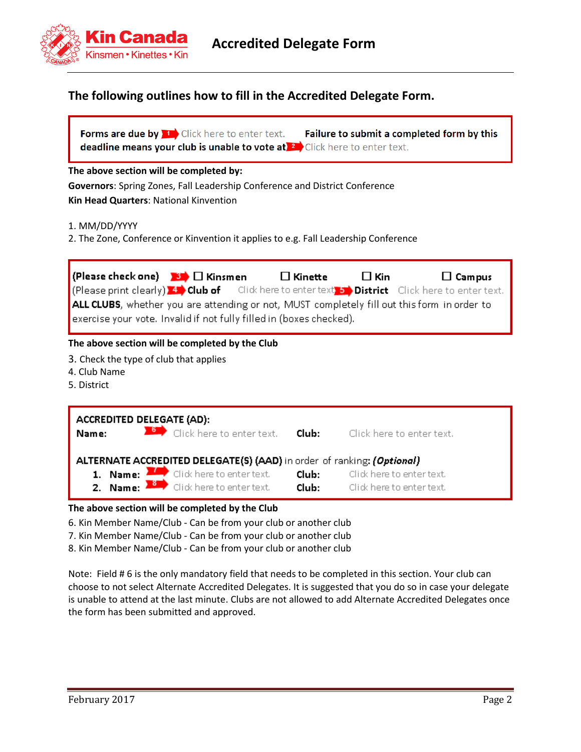# Accredited Delegate Form

## The following outlines how to fill in the Accredited Delegate Form.

**Forms are due by** [1] Click here to enter text. **Failure to submit a completed form by this deadline means your club is unable to vote at** [2] Click here to enter text.

**The above section will be completed by:**

**Governors**: Spring Zones, Fall Leadership Conference and District Conference

**Kin Head Quarters**: National Kinvention

1. MM/DD/YYYY
2. The Zone, Conference or Kinvention it applies to e.g. Fall Leadership Conference

**(Please check one)** [3] ☐ **Kinsmen** ☐ **Kinette** ☐ **Kin** ☐ **Campus**

(Please print clearly) [4] **Club of** Click here to enter text. [5] **District** Click here to enter text.

**ALL CLUBS**, whether you are attending or not, MUST completely fill out this form in order to exercise your vote. Invalid if not fully filled in (boxes checked).

**The above section will be completed by the Club**

3. Check the type of club that applies
4. Club Name
5. District

**ACCREDITED DELEGATE (AD):**

**Name:** [6] Click here to enter text. **Club:** Click here to enter text.

**ALTERNATE ACCREDITED DELEGATE(S) (AAD)** in order of ranking: ***(Optional)***

1. **Name:** [7] Click here to enter text. **Club:** Click here to enter text.
2. **Name:** [8] Click here to enter text. **Club:** Click here to enter text.

**The above section will be completed by the Club**

6. Kin Member Name/Club - Can be from your club or another club
7. Kin Member Name/Club - Can be from your club or another club
8. Kin Member Name/Club - Can be from your club or another club

Note: Field # 6 is the only mandatory field that needs to be completed in this section. Your club can choose to not select Alternate Accredited Delegates. It is suggested that you do so in case your delegate is unable to attend at the last minute. Clubs are not allowed to add Alternate Accredited Delegates once the form has been submitted and approved.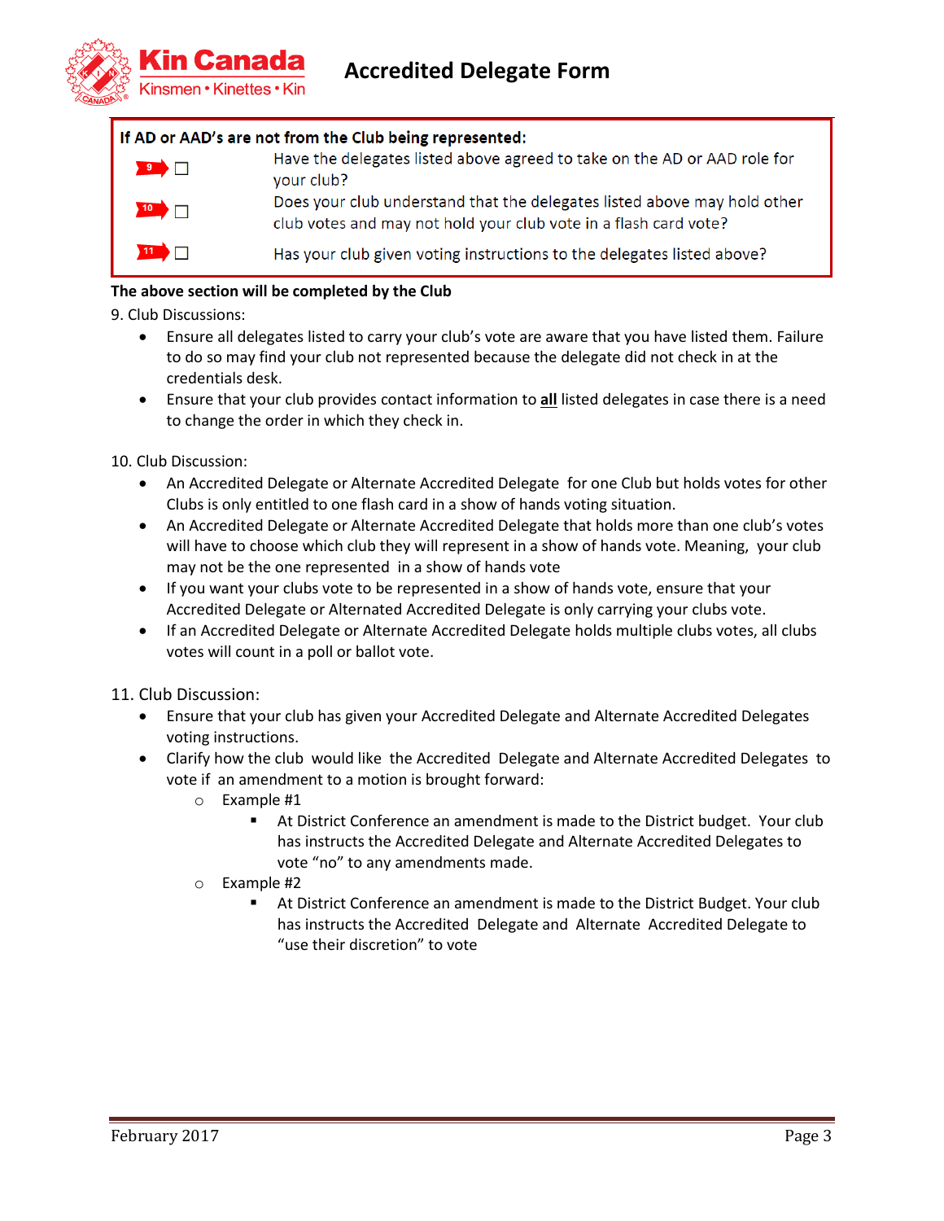# Accredited Delegate Form

**If AD or AAD's are not from the Club being represented:**

- 9 ☐ Have the delegates listed above agreed to take on the AD or AAD role for your club?
- 10 ☐ Does your club understand that the delegates listed above may hold other club votes and may not hold your club vote in a flash card vote?
- 11 ☐ Has your club given voting instructions to the delegates listed above?

**The above section will be completed by the Club**

9. Club Discussions:

- Ensure all delegates listed to carry your club's vote are aware that you have listed them. Failure to do so may find your club not represented because the delegate did not check in at the credentials desk.
- Ensure that your club provides contact information to **all** listed delegates in case there is a need to change the order in which they check in.

10. Club Discussion:

- An Accredited Delegate or Alternate Accredited Delegate for one Club but holds votes for other Clubs is only entitled to one flash card in a show of hands voting situation.
- An Accredited Delegate or Alternate Accredited Delegate that holds more than one club's votes will have to choose which club they will represent in a show of hands vote. Meaning, your club may not be the one represented in a show of hands vote
- If you want your clubs vote to be represented in a show of hands vote, ensure that your Accredited Delegate or Alternated Accredited Delegate is only carrying your clubs vote.
- If an Accredited Delegate or Alternate Accredited Delegate holds multiple clubs votes, all clubs votes will count in a poll or ballot vote.

11. Club Discussion:

- Ensure that your club has given your Accredited Delegate and Alternate Accredited Delegates voting instructions.
- Clarify how the club would like the Accredited Delegate and Alternate Accredited Delegates to vote if an amendment to a motion is brought forward:
  - Example #1
    - At District Conference an amendment is made to the District budget. Your club has instructs the Accredited Delegate and Alternate Accredited Delegates to vote "no" to any amendments made.
  - Example #2
    - At District Conference an amendment is made to the District Budget. Your club has instructs the Accredited Delegate and Alternate Accredited Delegate to "use their discretion" to vote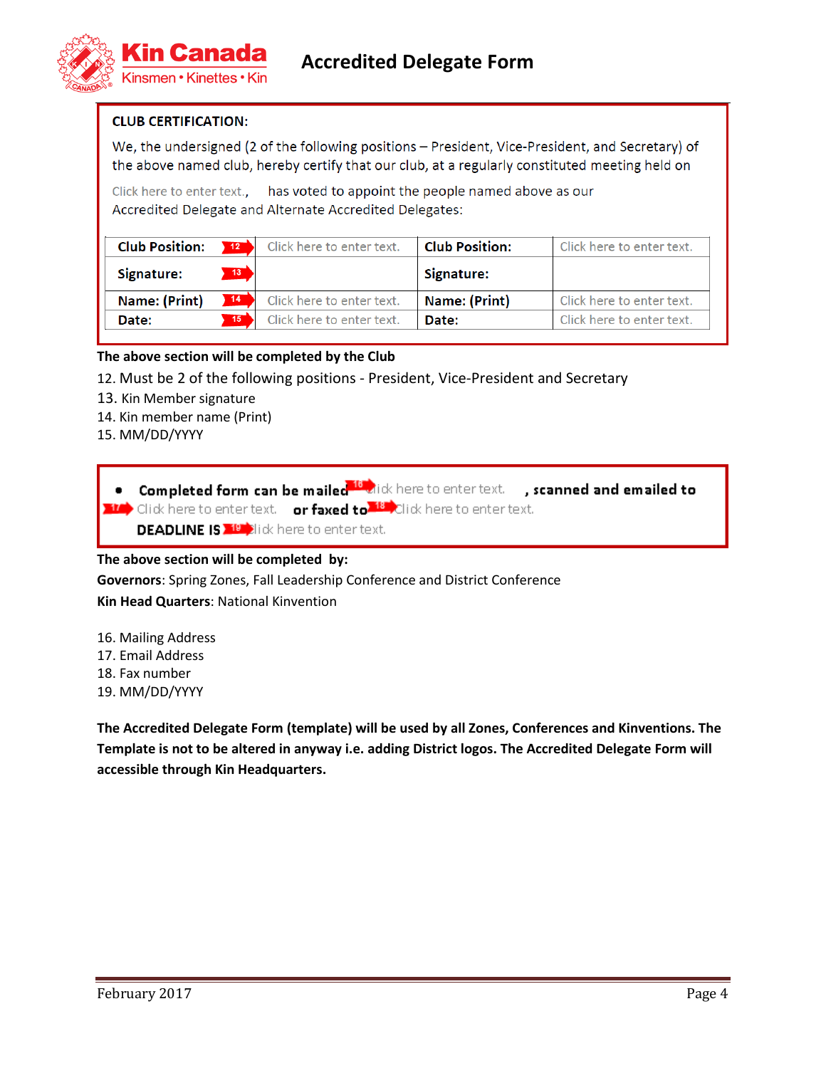# Accredited Delegate Form

**CLUB CERTIFICATION:**

We, the undersigned (2 of the following positions – President, Vice-President, and Secretary) of the above named club, hereby certify that our club, at a regularly constituted meeting held on

Click here to enter text., has voted to appoint the people named above as our Accredited Delegate and Alternate Accredited Delegates:

| **Club Position:** 12 | Click here to enter text. | **Club Position:** | Click here to enter text. |
|---|---|---|---|
| **Signature:** 13 | | **Signature:** | |
| **Name: (Print)** 14 | Click here to enter text. | **Name: (Print)** | Click here to enter text. |
| **Date:** 15 | Click here to enter text. | **Date:** | Click here to enter text. |

**The above section will be completed by the Club**

12. Must be 2 of the following positions - President, Vice-President and Secretary
13. Kin Member signature
14. Kin member name (Print)
15. MM/DD/YYYY

- **Completed form can be mailed** 16 Click here to enter text. **, scanned and emailed to** 17 Click here to enter text. **or faxed to** 18 Click here to enter text.
  **DEADLINE IS** 19 Click here to enter text.

**The above section will be completed by:**

**Governors**: Spring Zones, Fall Leadership Conference and District Conference

**Kin Head Quarters**: National Kinvention

16. Mailing Address
17. Email Address
18. Fax number
19. MM/DD/YYYY

**The Accredited Delegate Form (template) will be used by all Zones, Conferences and Kinventions. The Template is not to be altered in anyway i.e. adding District logos. The Accredited Delegate Form will accessible through Kin Headquarters.**

February 2017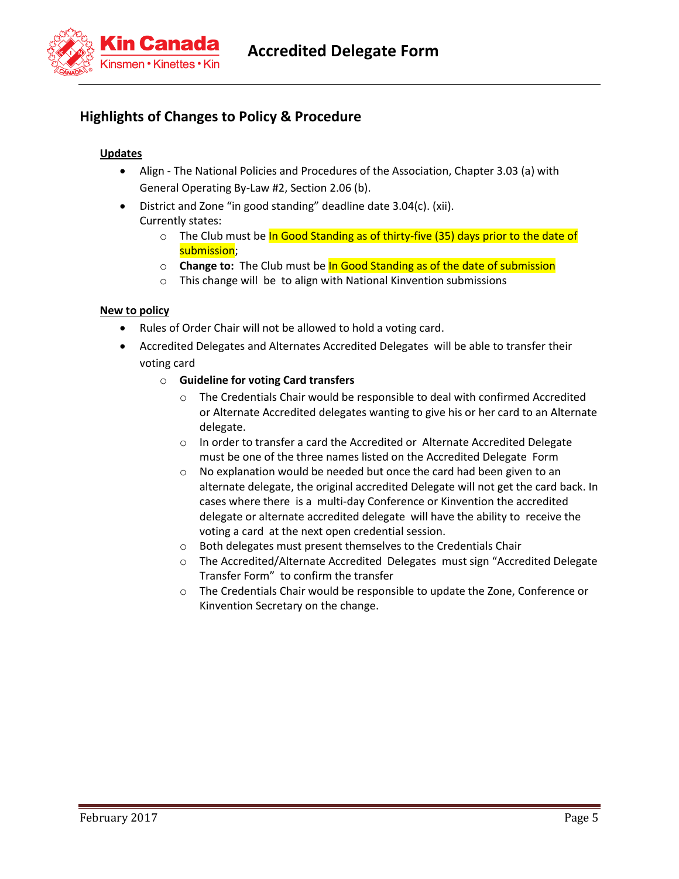## Highlights of Changes to Policy & Procedure

**Updates**

- Align - The National Policies and Procedures of the Association, Chapter 3.03 (a) with General Operating By-Law #2, Section 2.06 (b).
- District and Zone "in good standing" deadline date 3.04(c). (xii).
  Currently states:
  - The Club must be In Good Standing as of thirty-five (35) days prior to the date of submission;
  - **Change to:** The Club must be In Good Standing as of the date of submission
  - This change will be to align with National Kinvention submissions

**New to policy**

- Rules of Order Chair will not be allowed to hold a voting card.
- Accredited Delegates and Alternates Accredited Delegates will be able to transfer their voting card
  - **Guideline for voting Card transfers**
    - The Credentials Chair would be responsible to deal with confirmed Accredited or Alternate Accredited delegates wanting to give his or her card to an Alternate delegate.
    - In order to transfer a card the Accredited or Alternate Accredited Delegate must be one of the three names listed on the Accredited Delegate Form
    - No explanation would be needed but once the card had been given to an alternate delegate, the original accredited Delegate will not get the card back. In cases where there is a multi-day Conference or Kinvention the accredited delegate or alternate accredited delegate will have the ability to receive the voting a card at the next open credential session.
    - Both delegates must present themselves to the Credentials Chair
    - The Accredited/Alternate Accredited Delegates must sign "Accredited Delegate Transfer Form" to confirm the transfer
    - The Credentials Chair would be responsible to update the Zone, Conference or Kinvention Secretary on the change.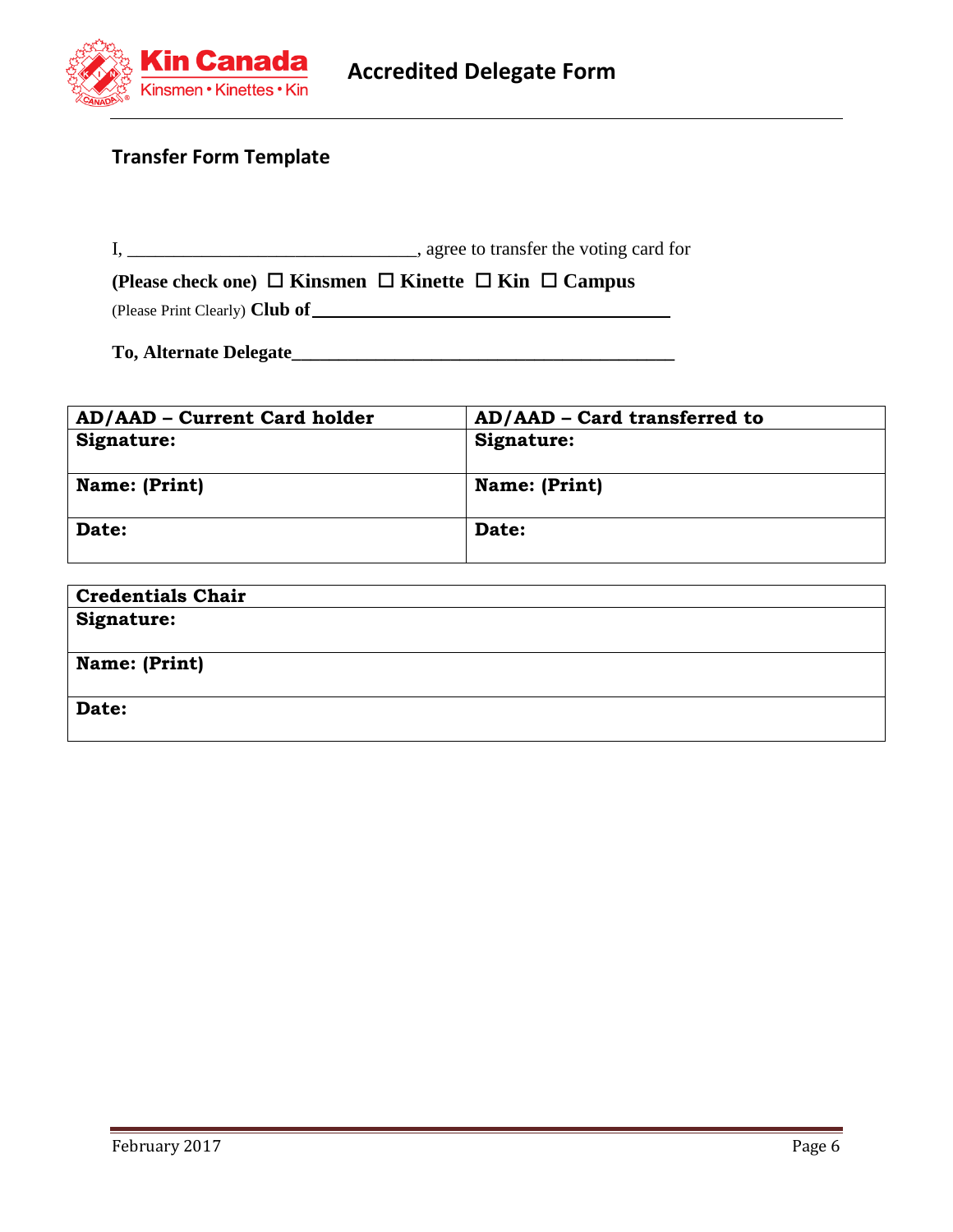# Accredited Delegate Form

## Transfer Form Template

I, ________________________________, agree to transfer the voting card for

**(Please check one)** ☐ **Kinsmen** ☐ **Kinette** ☐ **Kin** ☐ **Campus**

(Please Print Clearly) **Club of** ________________________________________

**To, Alternate Delegate**__________________________________________

| AD/AAD – Current Card holder | AD/AAD – Card transferred to |
|---|---|
| **Signature:** | **Signature:** |
| **Name: (Print)** | **Name: (Print)** |
| **Date:** | **Date:** |

| Credentials Chair |
|---|
| **Signature:** |
| **Name: (Print)** |
| **Date:** |